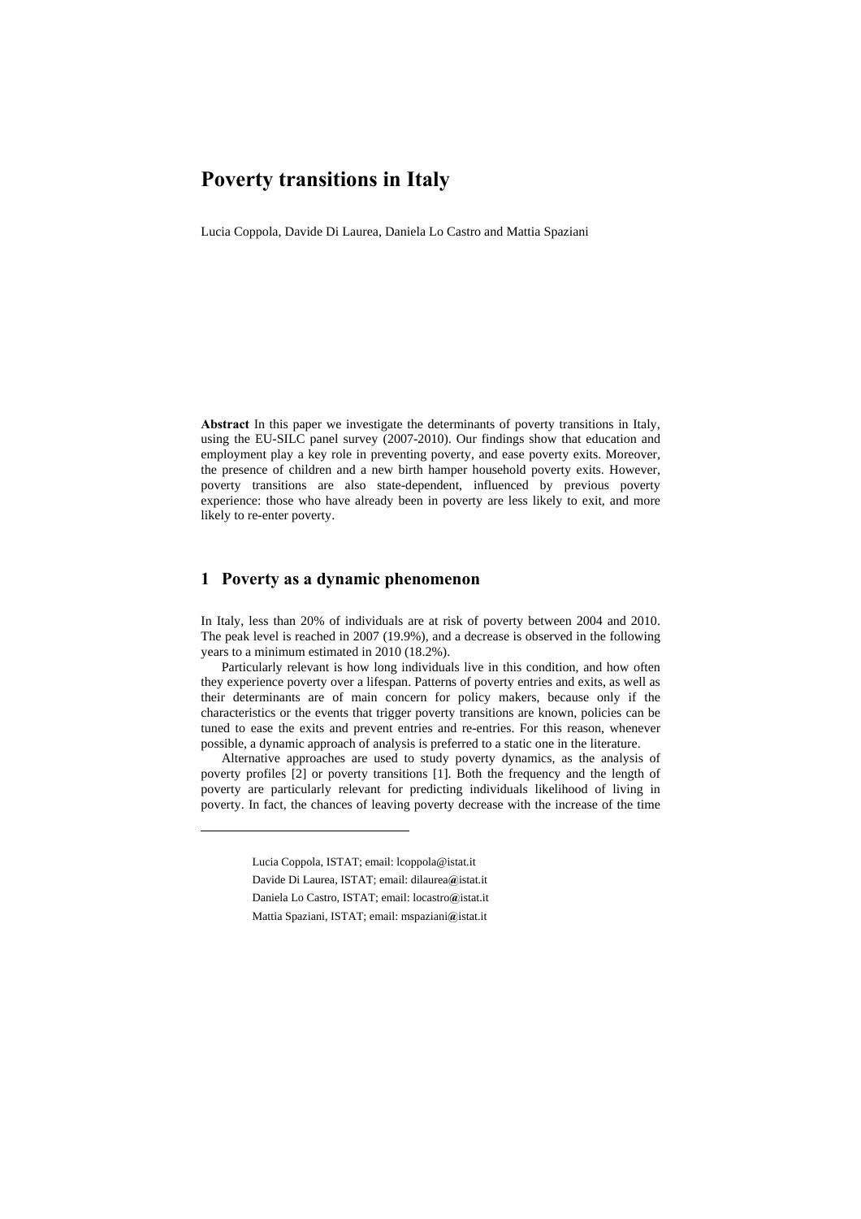# Poverty transitions in Italy

Lucia Coppola, Davide Di Laurea, Daniela Lo Castro and Mattia Spaziani

**Abstract** In this paper we investigate the determinants of poverty transitions in Italy, using the EU-SILC panel survey (2007-2010). Our findings show that education and employment play a key role in preventing poverty, and ease poverty exits. Moreover, the presence of children and a new birth hamper household poverty exits. However, poverty transitions are also state-dependent, influenced by previous poverty experience: those who have already been in poverty are less likely to exit, and more likely to re-enter poverty.

## 1 Poverty as a dynamic phenomenon

In Italy, less than 20% of individuals are at risk of poverty between 2004 and 2010. The peak level is reached in 2007 (19.9%), and a decrease is observed in the following years to a minimum estimated in 2010 (18.2%).

Particularly relevant is how long individuals live in this condition, and how often they experience poverty over a lifespan. Patterns of poverty entries and exits, as well as their determinants are of main concern for policy makers, because only if the characteristics or the events that trigger poverty transitions are known, policies can be tuned to ease the exits and prevent entries and re-entries. For this reason, whenever possible, a dynamic approach of analysis is preferred to a static one in the literature.

Alternative approaches are used to study poverty dynamics, as the analysis of poverty profiles [2] or poverty transitions [1]. Both the frequency and the length of poverty are particularly relevant for predicting individuals likelihood of living in poverty. In fact, the chances of leaving poverty decrease with the increase of the time

---

Lucia Coppola, ISTAT; email: lcoppola@istat.it

Davide Di Laurea, ISTAT; email: dilaurea@istat.it

Daniela Lo Castro, ISTAT; email: locastro@istat.it

Mattia Spaziani, ISTAT; email: mspaziani@istat.it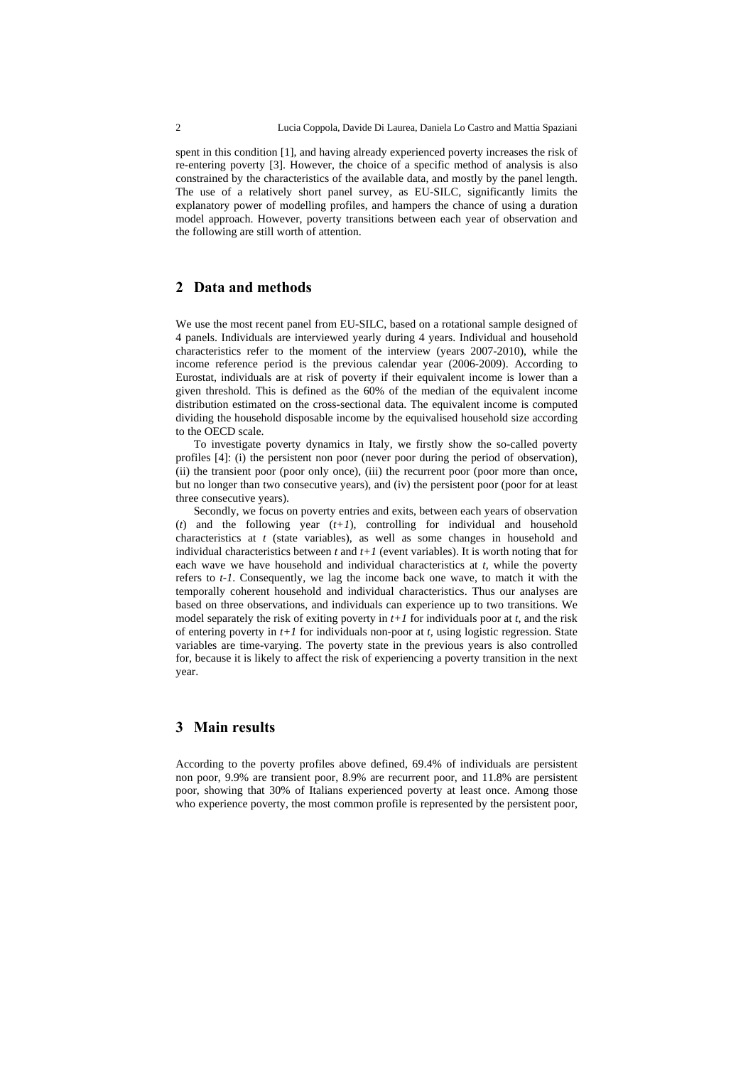spent in this condition [1], and having already experienced poverty increases the risk of re-entering poverty [3]. However, the choice of a specific method of analysis is also constrained by the characteristics of the available data, and mostly by the panel length. The use of a relatively short panel survey, as EU-SILC, significantly limits the explanatory power of modelling profiles, and hampers the chance of using a duration model approach. However, poverty transitions between each year of observation and the following are still worth of attention.

## 2 Data and methods

We use the most recent panel from EU-SILC, based on a rotational sample designed of 4 panels. Individuals are interviewed yearly during 4 years. Individual and household characteristics refer to the moment of the interview (years 2007-2010), while the income reference period is the previous calendar year (2006-2009). According to Eurostat, individuals are at risk of poverty if their equivalent income is lower than a given threshold. This is defined as the 60% of the median of the equivalent income distribution estimated on the cross-sectional data. The equivalent income is computed dividing the household disposable income by the equivalised household size according to the OECD scale.

To investigate poverty dynamics in Italy, we firstly show the so-called poverty profiles [4]: (i) the persistent non poor (never poor during the period of observation), (ii) the transient poor (poor only once), (iii) the recurrent poor (poor more than once, but no longer than two consecutive years), and (iv) the persistent poor (poor for at least three consecutive years).

Secondly, we focus on poverty entries and exits, between each years of observation ($t$) and the following year ($t+1$), controlling for individual and household characteristics at $t$ (state variables), as well as some changes in household and individual characteristics between $t$ and $t+1$ (event variables). It is worth noting that for each wave we have household and individual characteristics at $t$, while the poverty refers to $t-1$. Consequently, we lag the income back one wave, to match it with the temporally coherent household and individual characteristics. Thus our analyses are based on three observations, and individuals can experience up to two transitions. We model separately the risk of exiting poverty in $t+1$ for individuals poor at $t$, and the risk of entering poverty in $t+1$ for individuals non-poor at $t$, using logistic regression. State variables are time-varying. The poverty state in the previous years is also controlled for, because it is likely to affect the risk of experiencing a poverty transition in the next year.

## 3 Main results

According to the poverty profiles above defined, 69.4% of individuals are persistent non poor, 9.9% are transient poor, 8.9% are recurrent poor, and 11.8% are persistent poor, showing that 30% of Italians experienced poverty at least once. Among those who experience poverty, the most common profile is represented by the persistent poor,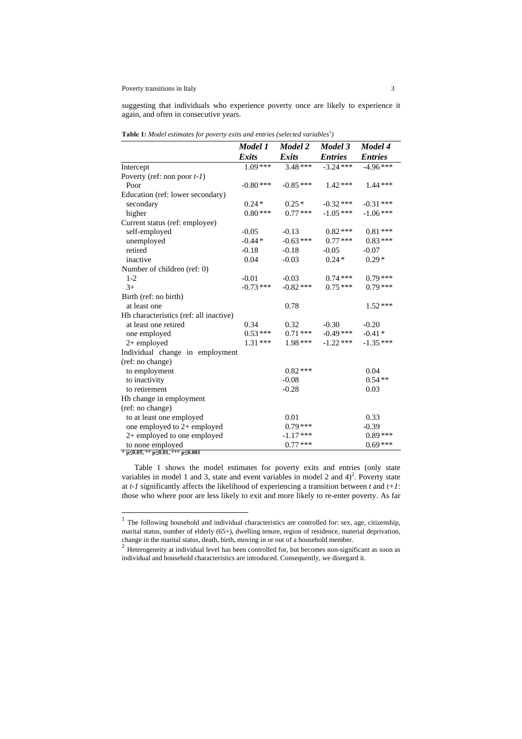suggesting that individuals who experience poverty once are likely to experience it again, and often in consecutive years.

**Table 1:** *Model estimates for poverty exits and entries (selected variables*[1]*)*

| | ***Model 1 Exits*** | ***Model 2 Exits*** | ***Model 3 Entries*** | ***Model 4 Entries*** |
|---|---|---|---|---|
| Intercept | 1.09 *** | 3.48 *** | -3.24 *** | -4.96 *** |
| Poverty (ref: non poor *t-1*) | | | | |
| Poor | -0.80 *** | -0.85 *** | 1.42 *** | 1.44 *** |
| Education (ref: lower secondary) | | | | |
| secondary | 0.24 * | 0.25 * | -0.32 *** | -0.31 *** |
| higher | 0.80 *** | 0.77 *** | -1.05 *** | -1.06 *** |
| Current status (ref: employee) | | | | |
| self-employed | -0.05 | -0.13 | 0.82 *** | 0.81 *** |
| unemployed | -0.44 * | -0.63 *** | 0.77 *** | 0.83 *** |
| retired | -0.18 | -0.18 | -0.05 | -0.07 |
| inactive | 0.04 | -0.03 | 0.24 * | 0.29 * |
| Number of children (ref: 0) | | | | |
| 1-2 | -0.01 | -0.03 | 0.74 *** | 0.79 *** |
| 3+ | -0.73 *** | -0.82 *** | 0.75 *** | 0.79 *** |
| Birth (ref: no birth) | | | | |
| at least one | | 0.78 | | 1.52 *** |
| Hh characteristics (ref: all inactive) | | | | |
| at least one retired | 0.34 | 0.32 | -0.30 | -0.20 |
| one employed | 0.53 *** | 0.71 *** | -0.49 *** | -0.41 * |
| 2+ employed | 1.31 *** | 1.98 *** | -1.22 *** | -1.35 *** |
| Individual change in employment (ref: no change) | | | | |
| to employment | | 0.82 *** | | 0.04 |
| to inactivity | | -0.08 | | 0.54 ** |
| to retirement | | -0.28 | | 0.03 |
| Hh change in employment (ref: no change) | | | | |
| to at least one employed | | 0.01 | | 0.33 |
| one employed to 2+ employed | | 0.79 *** | | -0.39 |
| 2+ employed to one employed | | -1.17 *** | | 0.89 *** |
| to none employed | | 0.77 *** | | 0.69 *** |

**\* p≤0.05, \*\* p≤0.01, \*\*\* p≤0.001**

Table 1 shows the model estimates for poverty exits and entries (only state variables in model 1 and 3, state and event variables in model 2 and 4)[2]. Poverty state at *t-1* significantly affects the likelihood of experiencing a transition between *t* and *t+1*: those who where poor are less likely to exit and more likely to re-enter poverty. As far

---

[1] The following household and individual characteristics are controlled for: sex, age, citizenship, marital status, number of elderly (65+), dwelling tenure, region of residence, material deprivation, change in the marital status, death, birth, moving in or out of a household member.

[2] Heterogeneity at individual level has been controlled for, but becomes non-significant as soon as individual and household characteristics are introduced. Consequently, we disregard it.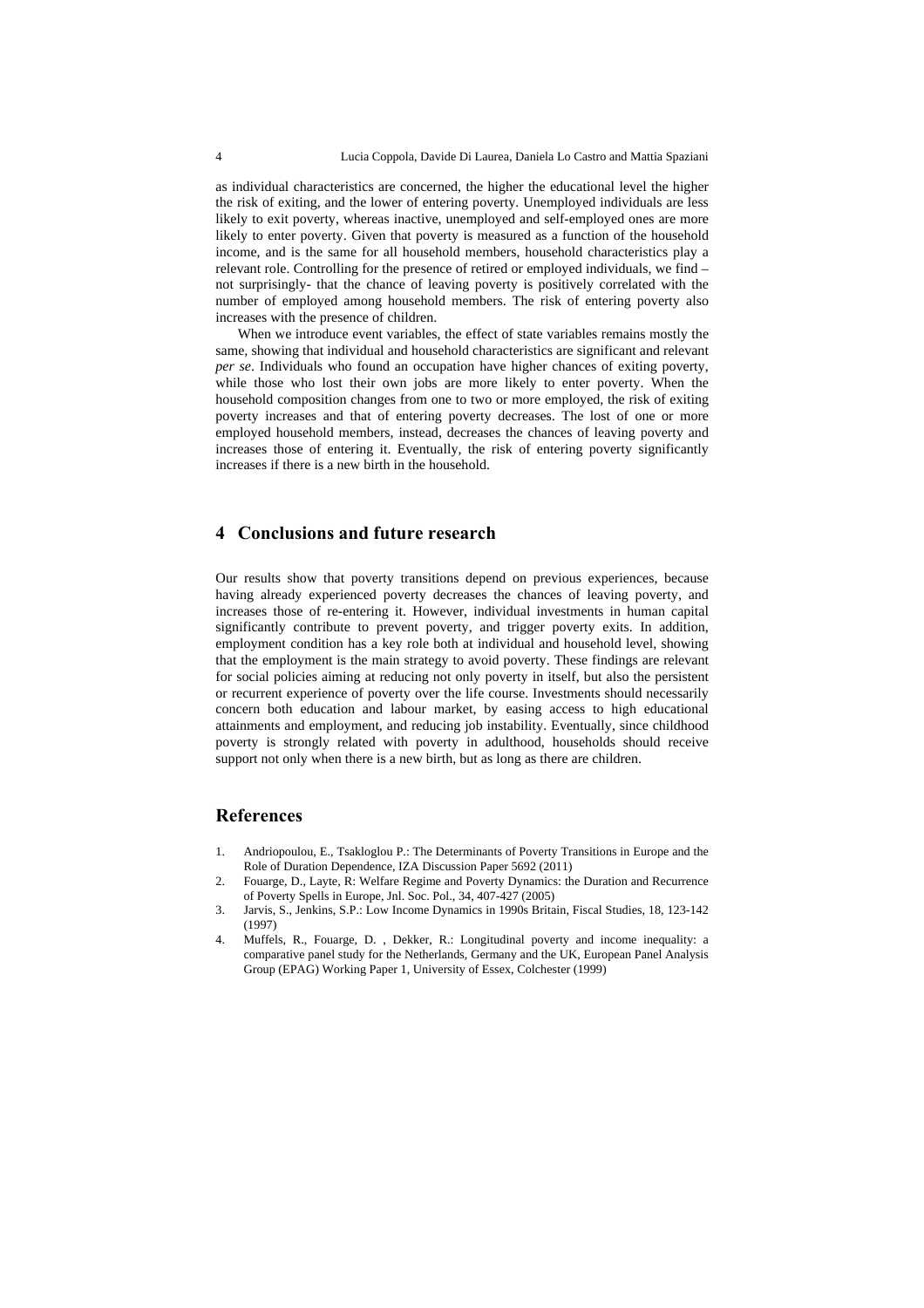as individual characteristics are concerned, the higher the educational level the higher the risk of exiting, and the lower of entering poverty. Unemployed individuals are less likely to exit poverty, whereas inactive, unemployed and self-employed ones are more likely to enter poverty. Given that poverty is measured as a function of the household income, and is the same for all household members, household characteristics play a relevant role. Controlling for the presence of retired or employed individuals, we find – not surprisingly- that the chance of leaving poverty is positively correlated with the number of employed among household members. The risk of entering poverty also increases with the presence of children.

When we introduce event variables, the effect of state variables remains mostly the same, showing that individual and household characteristics are significant and relevant *per se*. Individuals who found an occupation have higher chances of exiting poverty, while those who lost their own jobs are more likely to enter poverty. When the household composition changes from one to two or more employed, the risk of exiting poverty increases and that of entering poverty decreases. The lost of one or more employed household members, instead, decreases the chances of leaving poverty and increases those of entering it. Eventually, the risk of entering poverty significantly increases if there is a new birth in the household.

## 4 Conclusions and future research

Our results show that poverty transitions depend on previous experiences, because having already experienced poverty decreases the chances of leaving poverty, and increases those of re-entering it. However, individual investments in human capital significantly contribute to prevent poverty, and trigger poverty exits. In addition, employment condition has a key role both at individual and household level, showing that the employment is the main strategy to avoid poverty. These findings are relevant for social policies aiming at reducing not only poverty in itself, but also the persistent or recurrent experience of poverty over the life course. Investments should necessarily concern both education and labour market, by easing access to high educational attainments and employment, and reducing job instability. Eventually, since childhood poverty is strongly related with poverty in adulthood, households should receive support not only when there is a new birth, but as long as there are children.

## References

1. Andriopoulou, E., Tsakloglou P.: The Determinants of Poverty Transitions in Europe and the Role of Duration Dependence, IZA Discussion Paper 5692 (2011)
2. Fouarge, D., Layte, R: Welfare Regime and Poverty Dynamics: the Duration and Recurrence of Poverty Spells in Europe, Jnl. Soc. Pol., 34, 407-427 (2005)
3. Jarvis, S., Jenkins, S.P.: Low Income Dynamics in 1990s Britain, Fiscal Studies, 18, 123-142 (1997)
4. Muffels, R., Fouarge, D. , Dekker, R.: Longitudinal poverty and income inequality: a comparative panel study for the Netherlands, Germany and the UK, European Panel Analysis Group (EPAG) Working Paper 1, University of Essex, Colchester (1999)